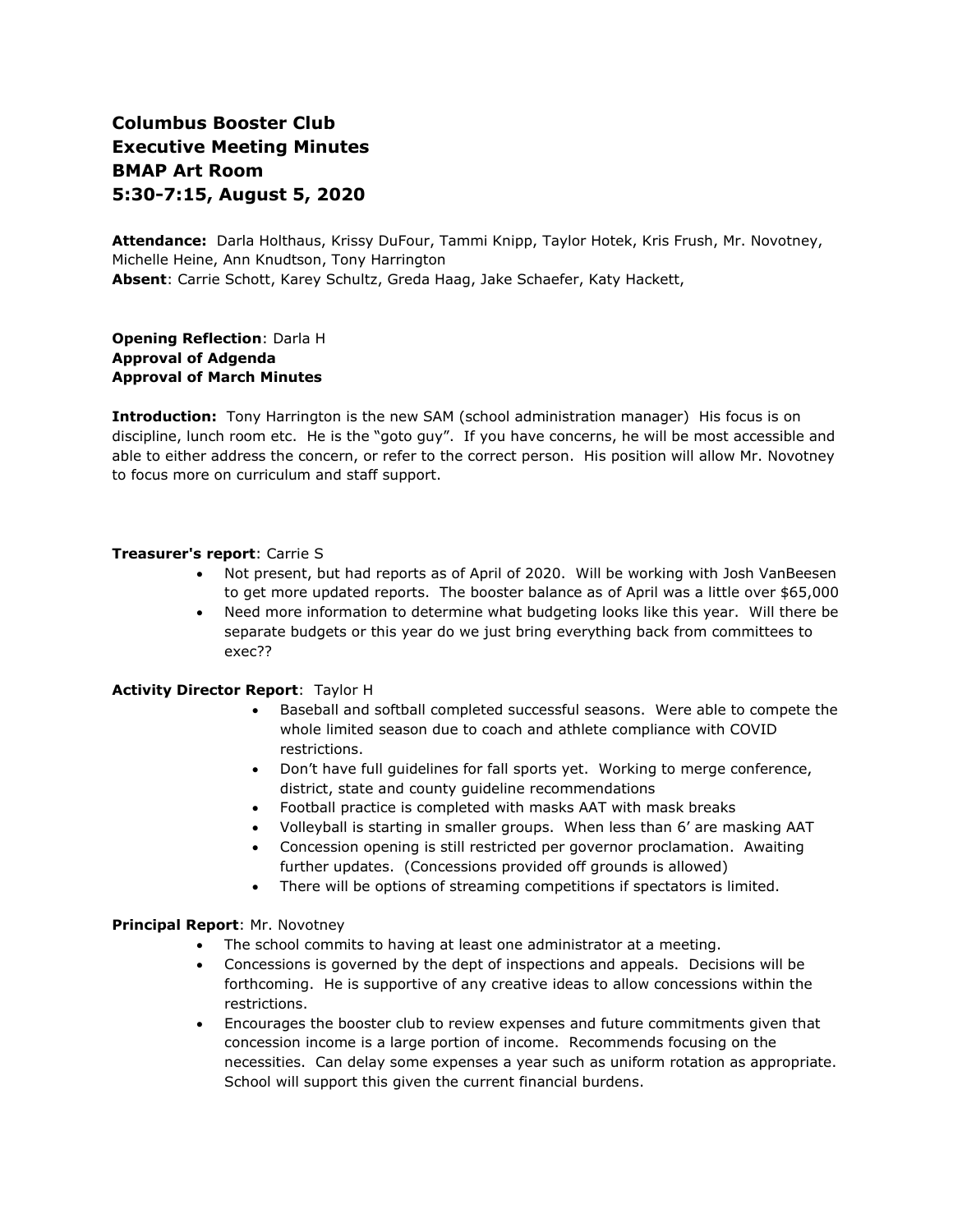# Columbus Booster Club
# Executive Meeting Minutes
# BMAP Art Room
# 5:30-7:15, August 5, 2020

**Attendance:** Darla Holthaus, Krissy DuFour, Tammi Knipp, Taylor Hotek, Kris Frush, Mr. Novotney, Michelle Heine, Ann Knudtson, Tony Harrington
**Absent**: Carrie Schott, Karey Schultz, Greda Haag, Jake Schaefer, Katy Hackett,

**Opening Reflection**: Darla H
**Approval of Adgenda**
**Approval of March Minutes**

**Introduction:** Tony Harrington is the new SAM (school administration manager) His focus is on discipline, lunch room etc. He is the "goto guy". If you have concerns, he will be most accessible and able to either address the concern, or refer to the correct person. His position will allow Mr. Novotney to focus more on curriculum and staff support.

**Treasurer's report**: Carrie S

- Not present, but had reports as of April of 2020. Will be working with Josh VanBeesen to get more updated reports. The booster balance as of April was a little over $65,000
- Need more information to determine what budgeting looks like this year. Will there be separate budgets or this year do we just bring everything back from committees to exec??

**Activity Director Report**: Taylor H

- Baseball and softball completed successful seasons. Were able to compete the whole limited season due to coach and athlete compliance with COVID restrictions.
- Don't have full guidelines for fall sports yet. Working to merge conference, district, state and county guideline recommendations
- Football practice is completed with masks AAT with mask breaks
- Volleyball is starting in smaller groups. When less than 6' are masking AAT
- Concession opening is still restricted per governor proclamation. Awaiting further updates. (Concessions provided off grounds is allowed)
- There will be options of streaming competitions if spectators is limited.

**Principal Report**: Mr. Novotney

- The school commits to having at least one administrator at a meeting.
- Concessions is governed by the dept of inspections and appeals. Decisions will be forthcoming. He is supportive of any creative ideas to allow concessions within the restrictions.
- Encourages the booster club to review expenses and future commitments given that concession income is a large portion of income. Recommends focusing on the necessities. Can delay some expenses a year such as uniform rotation as appropriate. School will support this given the current financial burdens.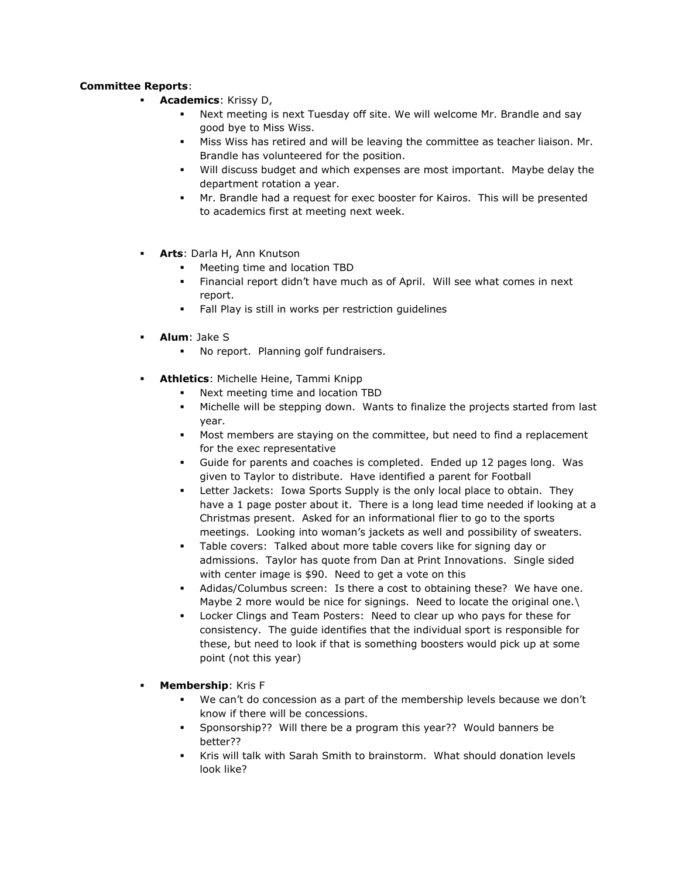**Committee Reports**:

- **Academics**: Krissy D,
  - Next meeting is next Tuesday off site. We will welcome Mr. Brandle and say good bye to Miss Wiss.
  - Miss Wiss has retired and will be leaving the committee as teacher liaison. Mr. Brandle has volunteered for the position.
  - Will discuss budget and which expenses are most important. Maybe delay the department rotation a year.
  - Mr. Brandle had a request for exec booster for Kairos. This will be presented to academics first at meeting next week.

- **Arts**: Darla H, Ann Knutson
  - Meeting time and location TBD
  - Financial report didn't have much as of April. Will see what comes in next report.
  - Fall Play is still in works per restriction guidelines

- **Alum**: Jake S
  - No report. Planning golf fundraisers.

- **Athletics**: Michelle Heine, Tammi Knipp
  - Next meeting time and location TBD
  - Michelle will be stepping down. Wants to finalize the projects started from last year.
  - Most members are staying on the committee, but need to find a replacement for the exec representative
  - Guide for parents and coaches is completed. Ended up 12 pages long. Was given to Taylor to distribute. Have identified a parent for Football
  - Letter Jackets: Iowa Sports Supply is the only local place to obtain. They have a 1 page poster about it. There is a long lead time needed if looking at a Christmas present. Asked for an informational flier to go to the sports meetings. Looking into woman's jackets as well and possibility of sweaters.
  - Table covers: Talked about more table covers like for signing day or admissions. Taylor has quote from Dan at Print Innovations. Single sided with center image is $90. Need to get a vote on this
  - Adidas/Columbus screen: Is there a cost to obtaining these? We have one. Maybe 2 more would be nice for signings. Need to locate the original one.\
  - Locker Clings and Team Posters: Need to clear up who pays for these for consistency. The guide identifies that the individual sport is responsible for these, but need to look if that is something boosters would pick up at some point (not this year)

- **Membership**: Kris F
  - We can't do concession as a part of the membership levels because we don't know if there will be concessions.
  - Sponsorship?? Will there be a program this year?? Would banners be better??
  - Kris will talk with Sarah Smith to brainstorm. What should donation levels look like?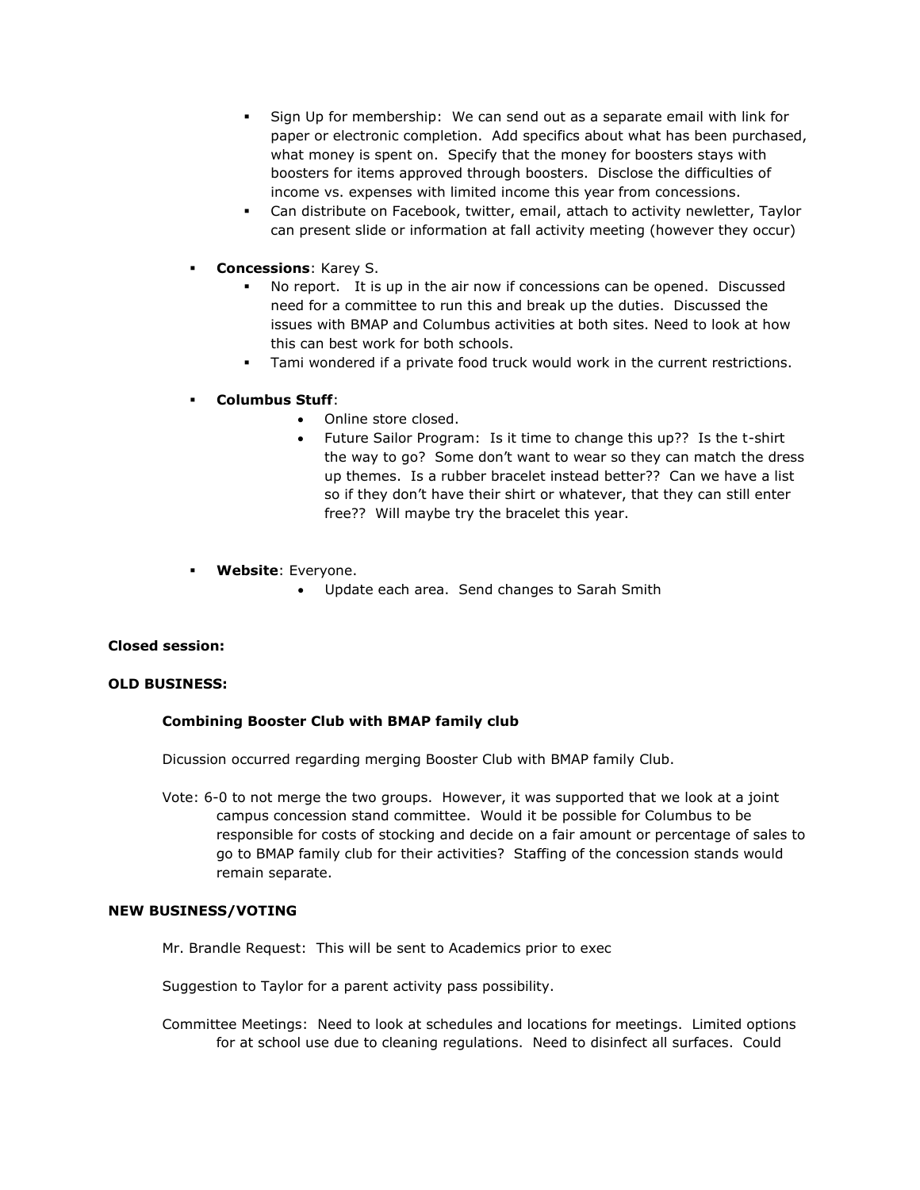- Sign Up for membership: We can send out as a separate email with link for paper or electronic completion. Add specifics about what has been purchased, what money is spent on. Specify that the money for boosters stays with boosters for items approved through boosters. Disclose the difficulties of income vs. expenses with limited income this year from concessions.
- Can distribute on Facebook, twitter, email, attach to activity newletter, Taylor can present slide or information at fall activity meeting (however they occur)

- **Concessions**: Karey S.
  - No report. It is up in the air now if concessions can be opened. Discussed need for a committee to run this and break up the duties. Discussed the issues with BMAP and Columbus activities at both sites. Need to look at how this can best work for both schools.
  - Tami wondered if a private food truck would work in the current restrictions.

- **Columbus Stuff**:
  - Online store closed.
  - Future Sailor Program: Is it time to change this up?? Is the t-shirt the way to go? Some don't want to wear so they can match the dress up themes. Is a rubber bracelet instead better?? Can we have a list so if they don't have their shirt or whatever, that they can still enter free?? Will maybe try the bracelet this year.

- **Website**: Everyone.
  - Update each area. Send changes to Sarah Smith

**Closed session:**

**OLD BUSINESS:**

**Combining Booster Club with BMAP family club**

Dicussion occurred regarding merging Booster Club with BMAP family Club.

Vote: 6-0 to not merge the two groups. However, it was supported that we look at a joint campus concession stand committee. Would it be possible for Columbus to be responsible for costs of stocking and decide on a fair amount or percentage of sales to go to BMAP family club for their activities? Staffing of the concession stands would remain separate.

**NEW BUSINESS/VOTING**

Mr. Brandle Request: This will be sent to Academics prior to exec

Suggestion to Taylor for a parent activity pass possibility.

Committee Meetings: Need to look at schedules and locations for meetings. Limited options for at school use due to cleaning regulations. Need to disinfect all surfaces. Could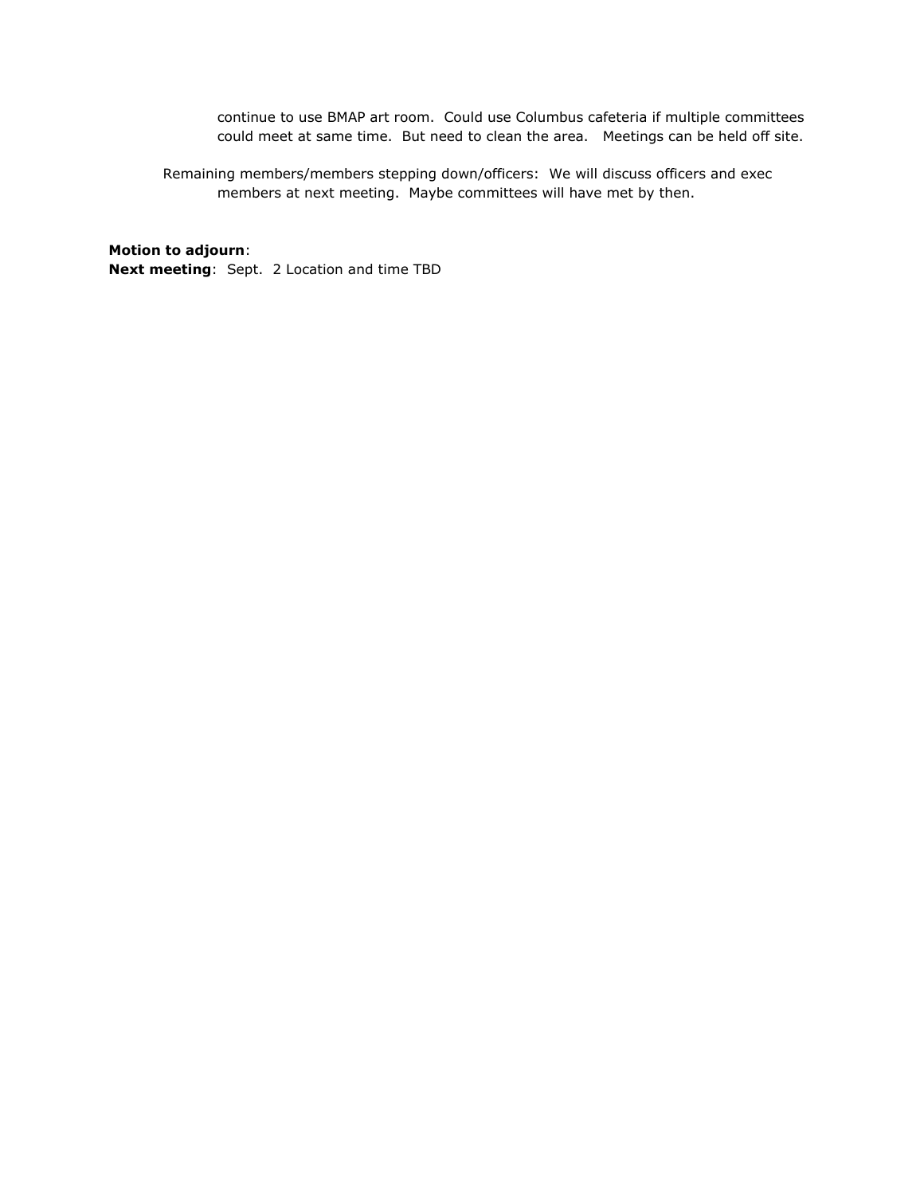continue to use BMAP art room. Could use Columbus cafeteria if multiple committees could meet at same time. But need to clean the area. Meetings can be held off site.

Remaining members/members stepping down/officers: We will discuss officers and exec members at next meeting. Maybe committees will have met by then.

**Motion to adjourn**:

**Next meeting**: Sept. 2 Location and time TBD